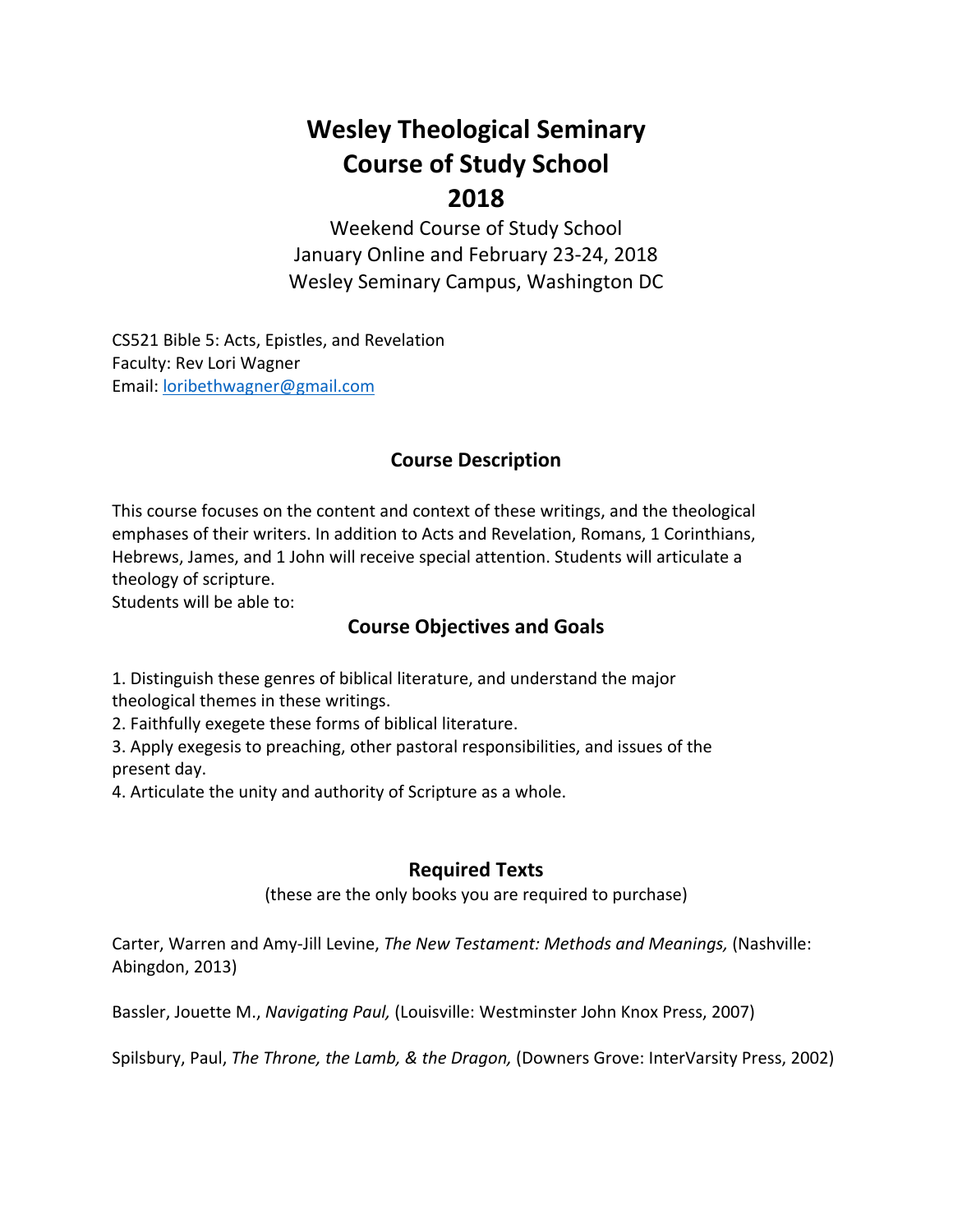# Wesley Theological Seminary
# Course of Study School
# 2018

Weekend Course of Study School
January Online and February 23-24, 2018
Wesley Seminary Campus, Washington DC

CS521 Bible 5: Acts, Epistles, and Revelation
Faculty: Rev Lori Wagner
Email: loribethwagner@gmail.com

## Course Description

This course focuses on the content and context of these writings, and the theological emphases of their writers. In addition to Acts and Revelation, Romans, 1 Corinthians, Hebrews, James, and 1 John will receive special attention. Students will articulate a theology of scripture.
Students will be able to:

## Course Objectives and Goals

1. Distinguish these genres of biblical literature, and understand the major theological themes in these writings.
2. Faithfully exegete these forms of biblical literature.
3. Apply exegesis to preaching, other pastoral responsibilities, and issues of the present day.
4. Articulate the unity and authority of Scripture as a whole.

## Required Texts

(these are the only books you are required to purchase)

Carter, Warren and Amy-Jill Levine, *The New Testament: Methods and Meanings,* (Nashville: Abingdon, 2013)

Bassler, Jouette M., *Navigating Paul,* (Louisville: Westminster John Knox Press, 2007)

Spilsbury, Paul, *The Throne, the Lamb, & the Dragon,* (Downers Grove: InterVarsity Press, 2002)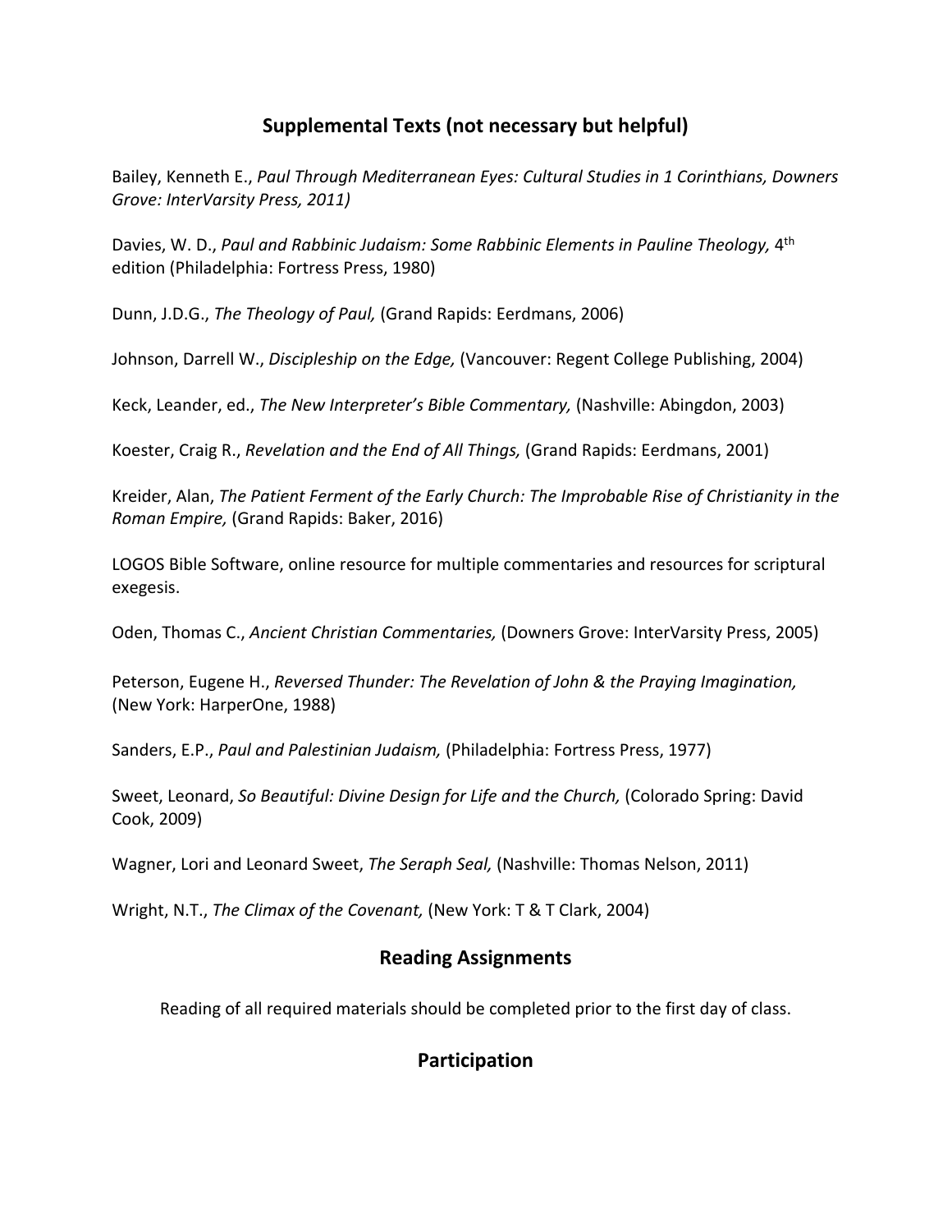## Supplemental Texts (not necessary but helpful)

Bailey, Kenneth E., *Paul Through Mediterranean Eyes: Cultural Studies in 1 Corinthians, Downers Grove: InterVarsity Press, 2011)*

Davies, W. D., *Paul and Rabbinic Judaism: Some Rabbinic Elements in Pauline Theology,* 4th edition (Philadelphia: Fortress Press, 1980)

Dunn, J.D.G., *The Theology of Paul,* (Grand Rapids: Eerdmans, 2006)

Johnson, Darrell W., *Discipleship on the Edge,* (Vancouver: Regent College Publishing, 2004)

Keck, Leander, ed., *The New Interpreter's Bible Commentary,* (Nashville: Abingdon, 2003)

Koester, Craig R., *Revelation and the End of All Things,* (Grand Rapids: Eerdmans, 2001)

Kreider, Alan, *The Patient Ferment of the Early Church: The Improbable Rise of Christianity in the Roman Empire,* (Grand Rapids: Baker, 2016)

LOGOS Bible Software, online resource for multiple commentaries and resources for scriptural exegesis.

Oden, Thomas C., *Ancient Christian Commentaries,* (Downers Grove: InterVarsity Press, 2005)

Peterson, Eugene H., *Reversed Thunder: The Revelation of John & the Praying Imagination,* (New York: HarperOne, 1988)

Sanders, E.P., *Paul and Palestinian Judaism,* (Philadelphia: Fortress Press, 1977)

Sweet, Leonard, *So Beautiful: Divine Design for Life and the Church,* (Colorado Spring: David Cook, 2009)

Wagner, Lori and Leonard Sweet, *The Seraph Seal,* (Nashville: Thomas Nelson, 2011)

Wright, N.T., *The Climax of the Covenant,* (New York: T & T Clark, 2004)

## Reading Assignments

Reading of all required materials should be completed prior to the first day of class.

## Participation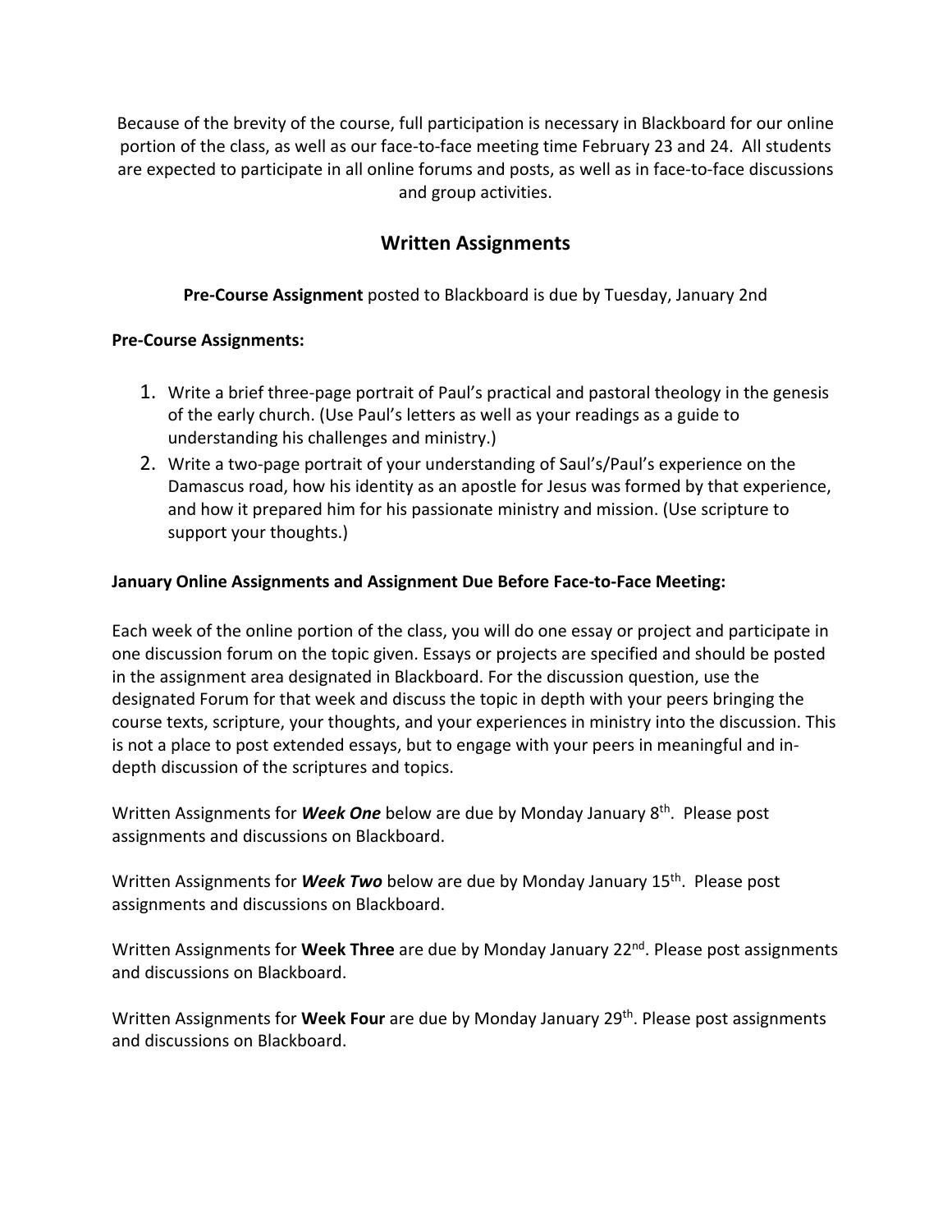Because of the brevity of the course, full participation is necessary in Blackboard for our online portion of the class, as well as our face-to-face meeting time February 23 and 24. All students are expected to participate in all online forums and posts, as well as in face-to-face discussions and group activities.

## Written Assignments

**Pre-Course Assignment** posted to Blackboard is due by Tuesday, January 2nd

**Pre-Course Assignments:**

1. Write a brief three-page portrait of Paul's practical and pastoral theology in the genesis of the early church. (Use Paul's letters as well as your readings as a guide to understanding his challenges and ministry.)
2. Write a two-page portrait of your understanding of Saul's/Paul's experience on the Damascus road, how his identity as an apostle for Jesus was formed by that experience, and how it prepared him for his passionate ministry and mission. (Use scripture to support your thoughts.)

**January Online Assignments and Assignment Due Before Face-to-Face Meeting:**

Each week of the online portion of the class, you will do one essay or project and participate in one discussion forum on the topic given. Essays or projects are specified and should be posted in the assignment area designated in Blackboard. For the discussion question, use the designated Forum for that week and discuss the topic in depth with your peers bringing the course texts, scripture, your thoughts, and your experiences in ministry into the discussion. This is not a place to post extended essays, but to engage with your peers in meaningful and in-depth discussion of the scriptures and topics.

Written Assignments for ***Week One*** below are due by Monday January 8th. Please post assignments and discussions on Blackboard.

Written Assignments for ***Week Two*** below are due by Monday January 15th. Please post assignments and discussions on Blackboard.

Written Assignments for **Week Three** are due by Monday January 22nd. Please post assignments and discussions on Blackboard.

Written Assignments for **Week Four** are due by Monday January 29th. Please post assignments and discussions on Blackboard.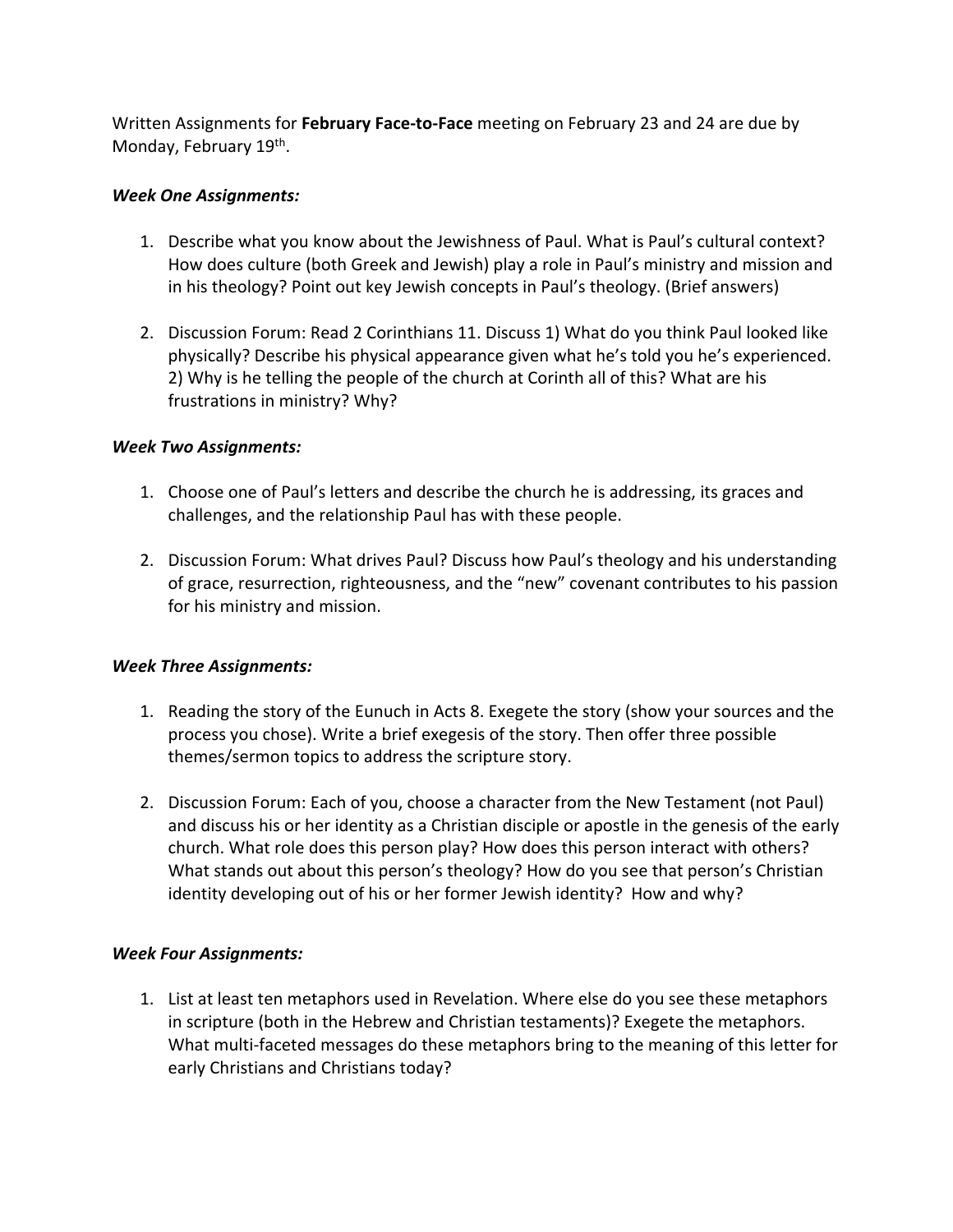Written Assignments for **February Face-to-Face** meeting on February 23 and 24 are due by Monday, February 19th.

***Week One Assignments:***

1. Describe what you know about the Jewishness of Paul. What is Paul's cultural context? How does culture (both Greek and Jewish) play a role in Paul's ministry and mission and in his theology? Point out key Jewish concepts in Paul's theology. (Brief answers)

2. Discussion Forum: Read 2 Corinthians 11. Discuss 1) What do you think Paul looked like physically? Describe his physical appearance given what he's told you he's experienced. 2) Why is he telling the people of the church at Corinth all of this? What are his frustrations in ministry? Why?

***Week Two Assignments:***

1. Choose one of Paul's letters and describe the church he is addressing, its graces and challenges, and the relationship Paul has with these people.

2. Discussion Forum: What drives Paul? Discuss how Paul's theology and his understanding of grace, resurrection, righteousness, and the "new" covenant contributes to his passion for his ministry and mission.

***Week Three Assignments:***

1. Reading the story of the Eunuch in Acts 8. Exegete the story (show your sources and the process you chose). Write a brief exegesis of the story. Then offer three possible themes/sermon topics to address the scripture story.

2. Discussion Forum: Each of you, choose a character from the New Testament (not Paul) and discuss his or her identity as a Christian disciple or apostle in the genesis of the early church. What role does this person play? How does this person interact with others? What stands out about this person's theology? How do you see that person's Christian identity developing out of his or her former Jewish identity? How and why?

***Week Four Assignments:***

1. List at least ten metaphors used in Revelation. Where else do you see these metaphors in scripture (both in the Hebrew and Christian testaments)? Exegete the metaphors. What multi-faceted messages do these metaphors bring to the meaning of this letter for early Christians and Christians today?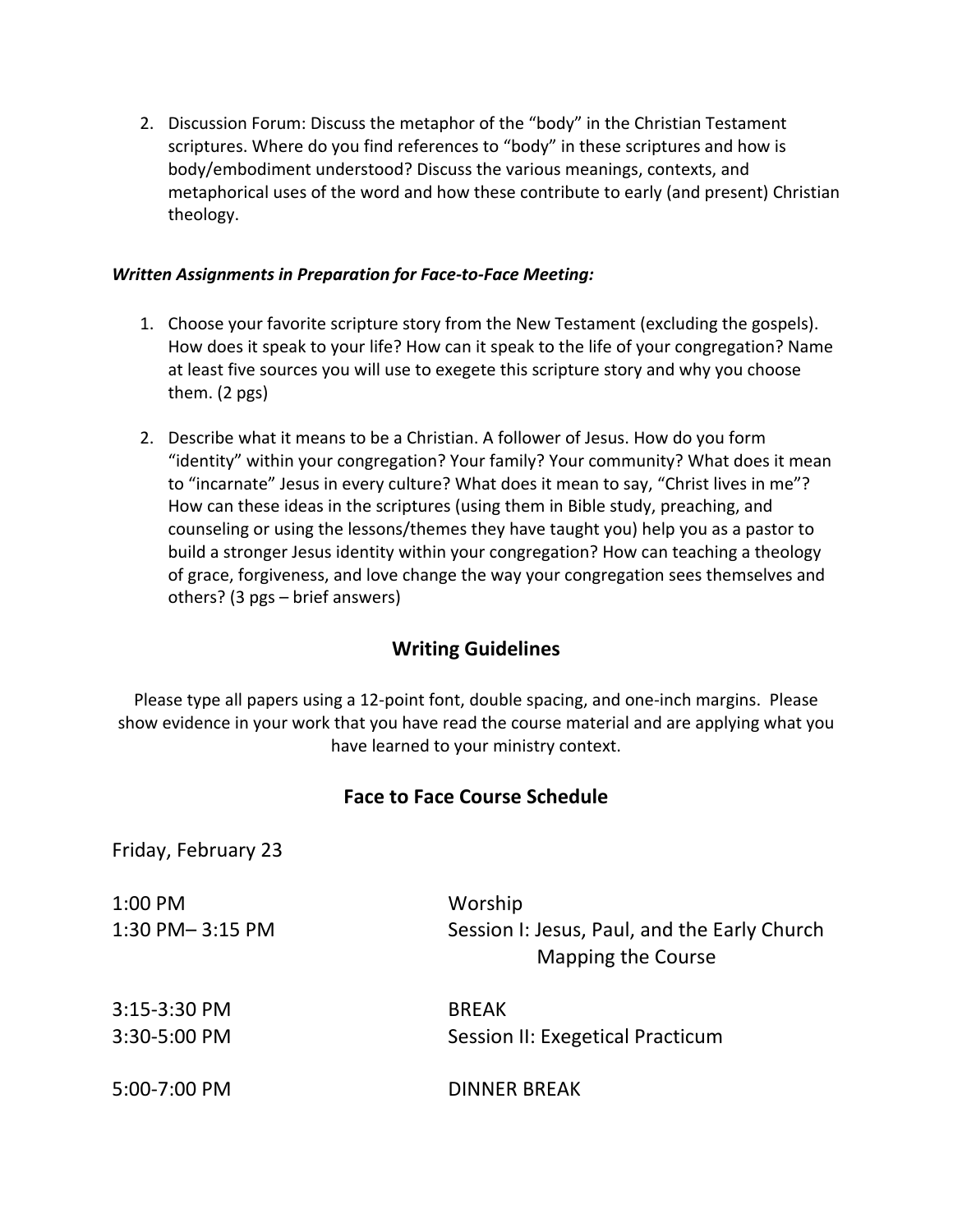2. Discussion Forum: Discuss the metaphor of the "body" in the Christian Testament scriptures. Where do you find references to "body" in these scriptures and how is body/embodiment understood? Discuss the various meanings, contexts, and metaphorical uses of the word and how these contribute to early (and present) Christian theology.

***Written Assignments in Preparation for Face-to-Face Meeting:***

1. Choose your favorite scripture story from the New Testament (excluding the gospels). How does it speak to your life? How can it speak to the life of your congregation? Name at least five sources you will use to exegete this scripture story and why you choose them. (2 pgs)

2. Describe what it means to be a Christian. A follower of Jesus. How do you form "identity" within your congregation? Your family? Your community? What does it mean to "incarnate" Jesus in every culture? What does it mean to say, "Christ lives in me"? How can these ideas in the scriptures (using them in Bible study, preaching, and counseling or using the lessons/themes they have taught you) help you as a pastor to build a stronger Jesus identity within your congregation? How can teaching a theology of grace, forgiveness, and love change the way your congregation sees themselves and others? (3 pgs – brief answers)

## Writing Guidelines

Please type all papers using a 12-point font, double spacing, and one-inch margins. Please show evidence in your work that you have read the course material and are applying what you have learned to your ministry context.

## Face to Face Course Schedule

Friday, February 23

| | |
|---|---|
| 1:00 PM | Worship |
| 1:30 PM– 3:15 PM | Session I: Jesus, Paul, and the Early Church<br>Mapping the Course |
| 3:15-3:30 PM | BREAK |
| 3:30-5:00 PM | Session II: Exegetical Practicum |
| 5:00-7:00 PM | DINNER BREAK |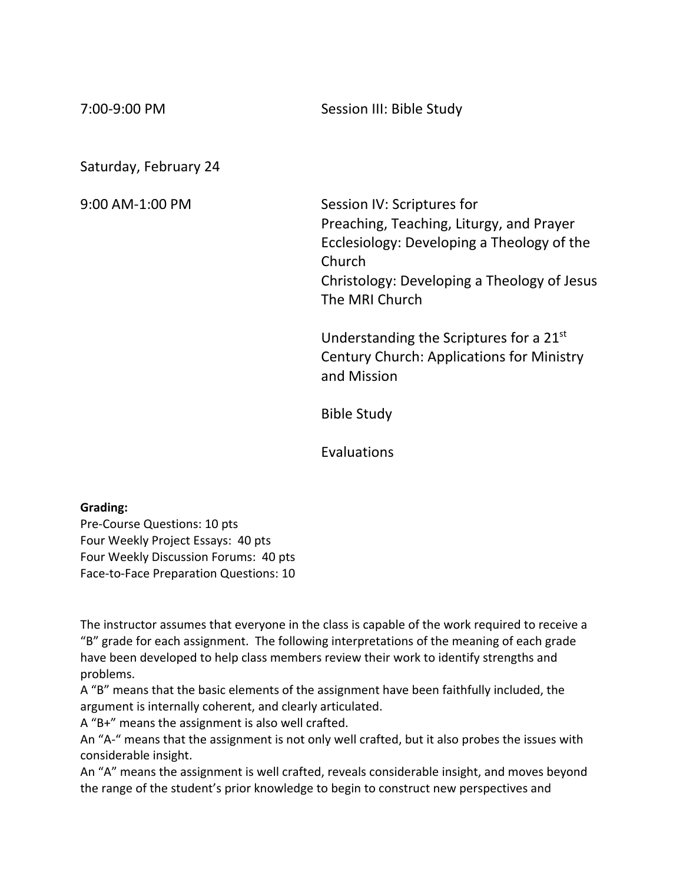| | |
|---|---|
| 7:00-9:00 PM | Session III: Bible Study |

Saturday, February 24

| | |
|---|---|
| 9:00 AM-1:00 PM | Session IV: Scriptures for Preaching, Teaching, Liturgy, and Prayer<br>Ecclesiology: Developing a Theology of the Church<br>Christology: Developing a Theology of Jesus<br>The MRI Church<br><br>Understanding the Scriptures for a 21st Century Church: Applications for Ministry and Mission<br><br>Bible Study<br><br>Evaluations |

**Grading:**
Pre-Course Questions: 10 pts
Four Weekly Project Essays: 40 pts
Four Weekly Discussion Forums: 40 pts
Face-to-Face Preparation Questions: 10

The instructor assumes that everyone in the class is capable of the work required to receive a "B" grade for each assignment. The following interpretations of the meaning of each grade have been developed to help class members review their work to identify strengths and problems.
A "B" means that the basic elements of the assignment have been faithfully included, the argument is internally coherent, and clearly articulated.
A "B+" means the assignment is also well crafted.
An "A-" means that the assignment is not only well crafted, but it also probes the issues with considerable insight.
An "A" means the assignment is well crafted, reveals considerable insight, and moves beyond the range of the student's prior knowledge to begin to construct new perspectives and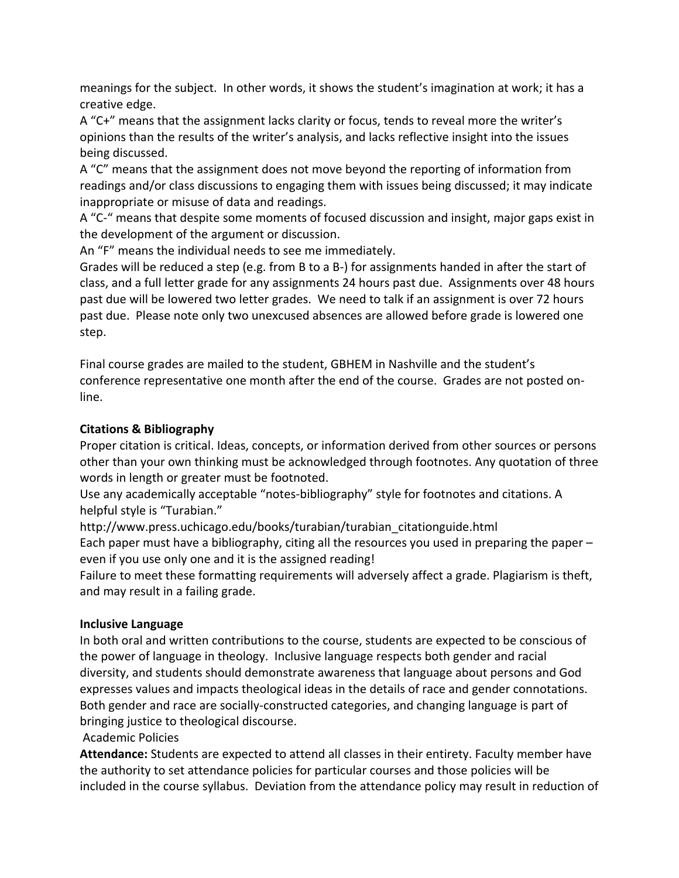meanings for the subject. In other words, it shows the student's imagination at work; it has a creative edge.

A "C+" means that the assignment lacks clarity or focus, tends to reveal more the writer's opinions than the results of the writer's analysis, and lacks reflective insight into the issues being discussed.

A "C" means that the assignment does not move beyond the reporting of information from readings and/or class discussions to engaging them with issues being discussed; it may indicate inappropriate or misuse of data and readings.

A "C-" means that despite some moments of focused discussion and insight, major gaps exist in the development of the argument or discussion.

An "F" means the individual needs to see me immediately.

Grades will be reduced a step (e.g. from B to a B-) for assignments handed in after the start of class, and a full letter grade for any assignments 24 hours past due. Assignments over 48 hours past due will be lowered two letter grades. We need to talk if an assignment is over 72 hours past due. Please note only two unexcused absences are allowed before grade is lowered one step.

Final course grades are mailed to the student, GBHEM in Nashville and the student's conference representative one month after the end of the course. Grades are not posted on-line.

**Citations & Bibliography**

Proper citation is critical. Ideas, concepts, or information derived from other sources or persons other than your own thinking must be acknowledged through footnotes. Any quotation of three words in length or greater must be footnoted.

Use any academically acceptable "notes-bibliography" style for footnotes and citations. A helpful style is "Turabian."

http://www.press.uchicago.edu/books/turabian/turabian_citationguide.html

Each paper must have a bibliography, citing all the resources you used in preparing the paper – even if you use only one and it is the assigned reading!

Failure to meet these formatting requirements will adversely affect a grade. Plagiarism is theft, and may result in a failing grade.

**Inclusive Language**

In both oral and written contributions to the course, students are expected to be conscious of the power of language in theology. Inclusive language respects both gender and racial diversity, and students should demonstrate awareness that language about persons and God expresses values and impacts theological ideas in the details of race and gender connotations. Both gender and race are socially-constructed categories, and changing language is part of bringing justice to theological discourse.

Academic Policies

**Attendance:** Students are expected to attend all classes in their entirety. Faculty member have the authority to set attendance policies for particular courses and those policies will be included in the course syllabus. Deviation from the attendance policy may result in reduction of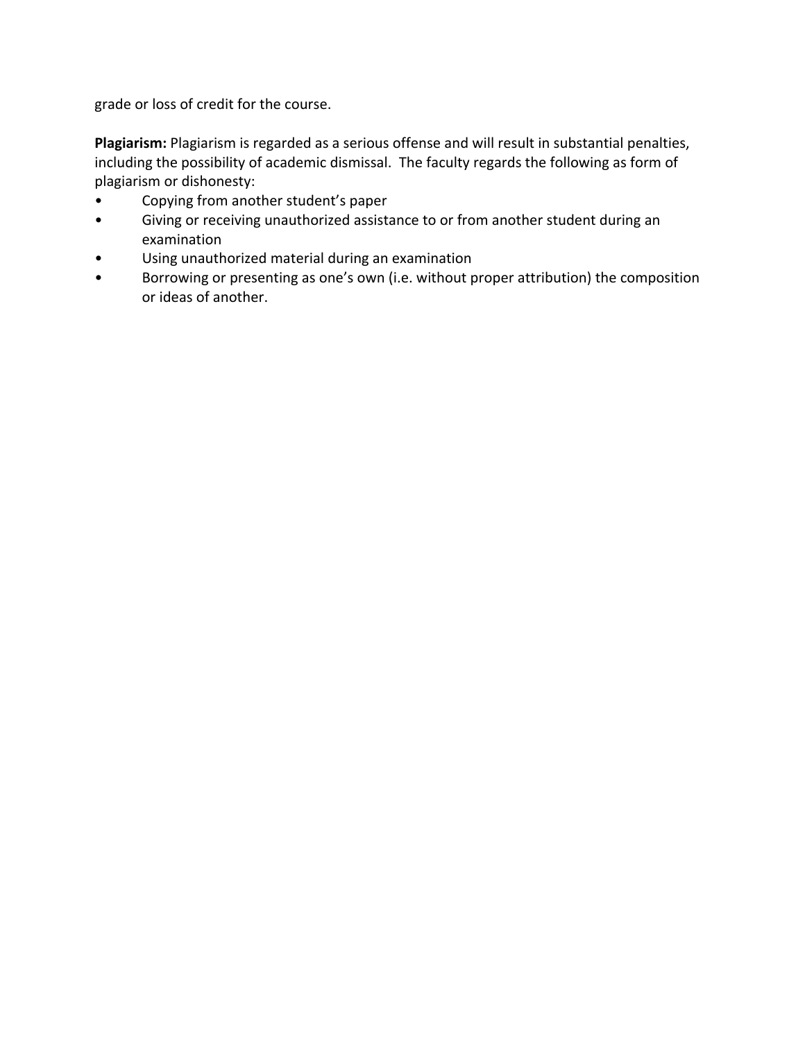grade or loss of credit for the course.

**Plagiarism:** Plagiarism is regarded as a serious offense and will result in substantial penalties, including the possibility of academic dismissal. The faculty regards the following as form of plagiarism or dishonesty:

- Copying from another student's paper
- Giving or receiving unauthorized assistance to or from another student during an examination
- Using unauthorized material during an examination
- Borrowing or presenting as one's own (i.e. without proper attribution) the composition or ideas of another.